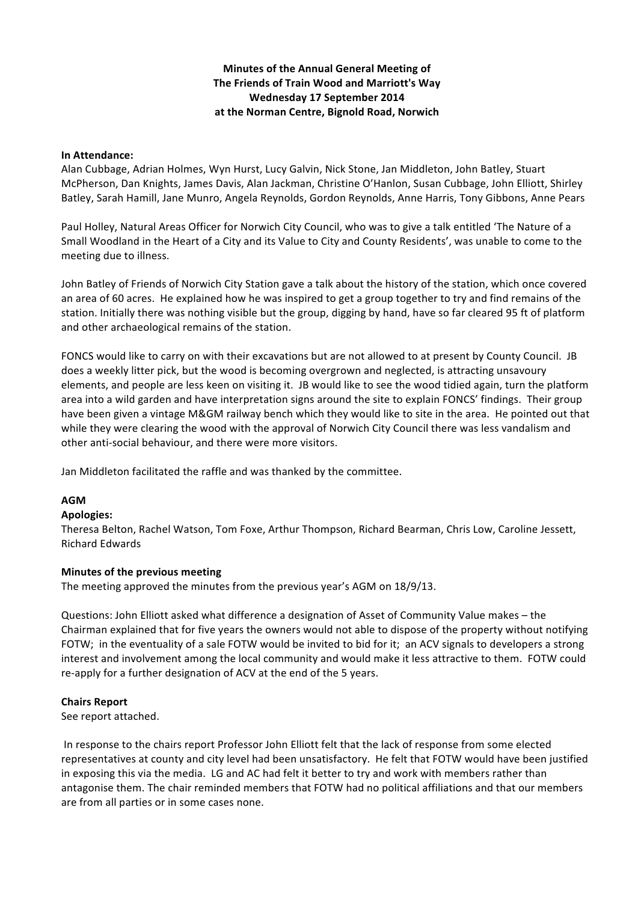**Minutes of the Annual General Meeting of**
**The Friends of Train Wood and Marriott's Way**
**Wednesday 17 September 2014**
**at the Norman Centre, Bignold Road, Norwich**

**In Attendance:**
Alan Cubbage, Adrian Holmes, Wyn Hurst, Lucy Galvin, Nick Stone, Jan Middleton, John Batley, Stuart McPherson, Dan Knights, James Davis, Alan Jackman, Christine O'Hanlon, Susan Cubbage, John Elliott, Shirley Batley, Sarah Hamill, Jane Munro, Angela Reynolds, Gordon Reynolds, Anne Harris, Tony Gibbons, Anne Pears

Paul Holley, Natural Areas Officer for Norwich City Council, who was to give a talk entitled 'The Nature of a Small Woodland in the Heart of a City and its Value to City and County Residents', was unable to come to the meeting due to illness.

John Batley of Friends of Norwich City Station gave a talk about the history of the station, which once covered an area of 60 acres. He explained how he was inspired to get a group together to try and find remains of the station. Initially there was nothing visible but the group, digging by hand, have so far cleared 95 ft of platform and other archaeological remains of the station.

FONCS would like to carry on with their excavations but are not allowed to at present by County Council. JB does a weekly litter pick, but the wood is becoming overgrown and neglected, is attracting unsavoury elements, and people are less keen on visiting it. JB would like to see the wood tidied again, turn the platform area into a wild garden and have interpretation signs around the site to explain FONCS' findings. Their group have been given a vintage M&GM railway bench which they would like to site in the area. He pointed out that while they were clearing the wood with the approval of Norwich City Council there was less vandalism and other anti-social behaviour, and there were more visitors.

Jan Middleton facilitated the raffle and was thanked by the committee.

**AGM**

**Apologies:**
Theresa Belton, Rachel Watson, Tom Foxe, Arthur Thompson, Richard Bearman, Chris Low, Caroline Jessett, Richard Edwards

**Minutes of the previous meeting**
The meeting approved the minutes from the previous year's AGM on 18/9/13.

Questions: John Elliott asked what difference a designation of Asset of Community Value makes – the Chairman explained that for five years the owners would not able to dispose of the property without notifying FOTW; in the eventuality of a sale FOTW would be invited to bid for it; an ACV signals to developers a strong interest and involvement among the local community and would make it less attractive to them. FOTW could re-apply for a further designation of ACV at the end of the 5 years.

**Chairs Report**
See report attached.

In response to the chairs report Professor John Elliott felt that the lack of response from some elected representatives at county and city level had been unsatisfactory. He felt that FOTW would have been justified in exposing this via the media. LG and AC had felt it better to try and work with members rather than antagonise them. The chair reminded members that FOTW had no political affiliations and that our members are from all parties or in some cases none.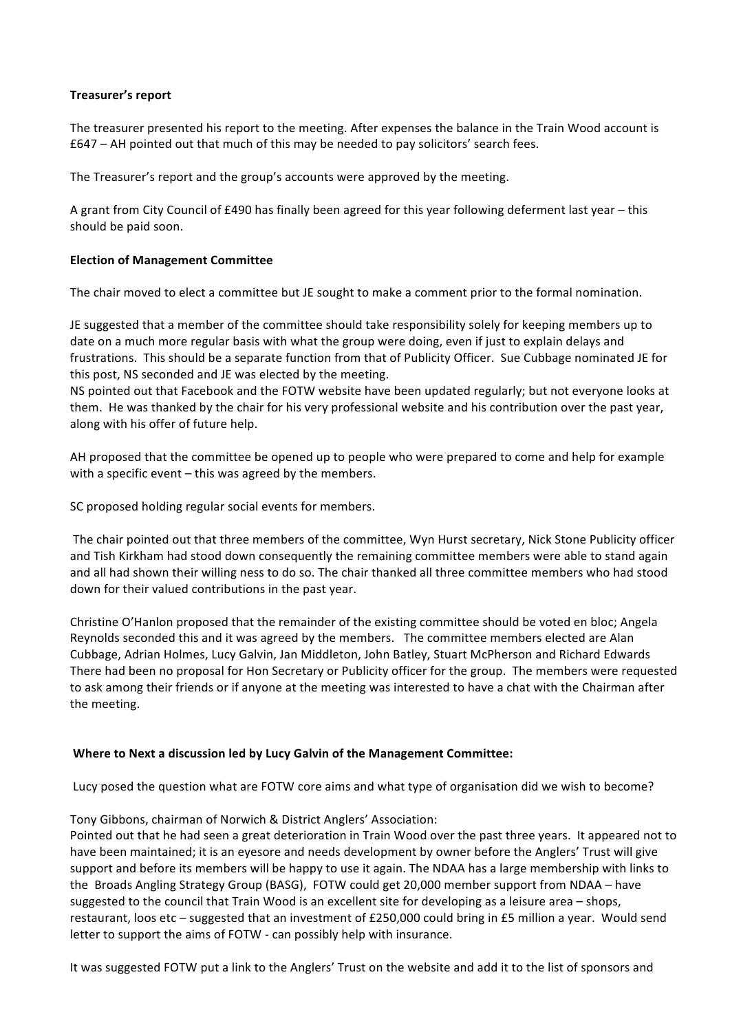**Treasurer's report**

The treasurer presented his report to the meeting. After expenses the balance in the Train Wood account is £647 – AH pointed out that much of this may be needed to pay solicitors' search fees.

The Treasurer's report and the group's accounts were approved by the meeting.

A grant from City Council of £490 has finally been agreed for this year following deferment last year – this should be paid soon.

**Election of Management Committee**

The chair moved to elect a committee but JE sought to make a comment prior to the formal nomination.

JE suggested that a member of the committee should take responsibility solely for keeping members up to date on a much more regular basis with what the group were doing, even if just to explain delays and frustrations. This should be a separate function from that of Publicity Officer. Sue Cubbage nominated JE for this post, NS seconded and JE was elected by the meeting.
NS pointed out that Facebook and the FOTW website have been updated regularly; but not everyone looks at them. He was thanked by the chair for his very professional website and his contribution over the past year, along with his offer of future help.

AH proposed that the committee be opened up to people who were prepared to come and help for example with a specific event – this was agreed by the members.

SC proposed holding regular social events for members.

The chair pointed out that three members of the committee, Wyn Hurst secretary, Nick Stone Publicity officer and Tish Kirkham had stood down consequently the remaining committee members were able to stand again and all had shown their willing ness to do so. The chair thanked all three committee members who had stood down for their valued contributions in the past year.

Christine O'Hanlon proposed that the remainder of the existing committee should be voted en bloc; Angela Reynolds seconded this and it was agreed by the members. The committee members elected are Alan Cubbage, Adrian Holmes, Lucy Galvin, Jan Middleton, John Batley, Stuart McPherson and Richard Edwards
There had been no proposal for Hon Secretary or Publicity officer for the group. The members were requested to ask among their friends or if anyone at the meeting was interested to have a chat with the Chairman after the meeting.

**Where to Next a discussion led by Lucy Galvin of the Management Committee:**

Lucy posed the question what are FOTW core aims and what type of organisation did we wish to become?

Tony Gibbons, chairman of Norwich & District Anglers' Association:
Pointed out that he had seen a great deterioration in Train Wood over the past three years. It appeared not to have been maintained; it is an eyesore and needs development by owner before the Anglers' Trust will give support and before its members will be happy to use it again. The NDAA has a large membership with links to the Broads Angling Strategy Group (BASG), FOTW could get 20,000 member support from NDAA – have suggested to the council that Train Wood is an excellent site for developing as a leisure area – shops, restaurant, loos etc – suggested that an investment of £250,000 could bring in £5 million a year. Would send letter to support the aims of FOTW - can possibly help with insurance.

It was suggested FOTW put a link to the Anglers' Trust on the website and add it to the list of sponsors and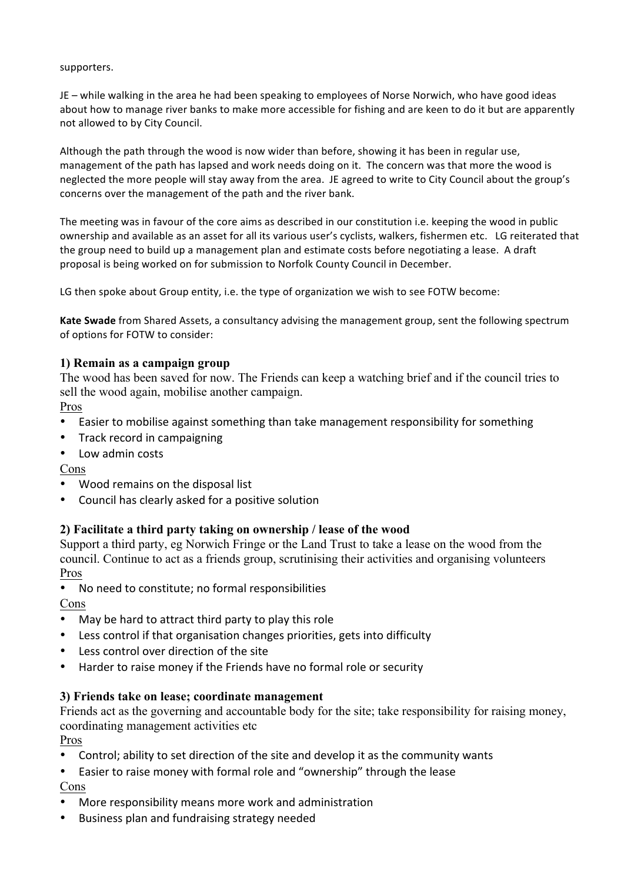supporters.

JE – while walking in the area he had been speaking to employees of Norse Norwich, who have good ideas about how to manage river banks to make more accessible for fishing and are keen to do it but are apparently not allowed to by City Council.

Although the path through the wood is now wider than before, showing it has been in regular use, management of the path has lapsed and work needs doing on it. The concern was that more the wood is neglected the more people will stay away from the area. JE agreed to write to City Council about the group's concerns over the management of the path and the river bank.

The meeting was in favour of the core aims as described in our constitution i.e. keeping the wood in public ownership and available as an asset for all its various user's cyclists, walkers, fishermen etc. LG reiterated that the group need to build up a management plan and estimate costs before negotiating a lease. A draft proposal is being worked on for submission to Norfolk County Council in December.

LG then spoke about Group entity, i.e. the type of organization we wish to see FOTW become:

**Kate Swade** from Shared Assets, a consultancy advising the management group, sent the following spectrum of options for FOTW to consider:

**1) Remain as a campaign group**

The wood has been saved for now. The Friends can keep a watching brief and if the council tries to sell the wood again, mobilise another campaign.

Pros

- Easier to mobilise against something than take management responsibility for something
- Track record in campaigning
- Low admin costs

Cons

- Wood remains on the disposal list
- Council has clearly asked for a positive solution

**2) Facilitate a third party taking on ownership / lease of the wood**

Support a third party, eg Norwich Fringe or the Land Trust to take a lease on the wood from the council. Continue to act as a friends group, scrutinising their activities and organising volunteers

Pros

- No need to constitute; no formal responsibilities

Cons

- May be hard to attract third party to play this role
- Less control if that organisation changes priorities, gets into difficulty
- Less control over direction of the site
- Harder to raise money if the Friends have no formal role or security

**3) Friends take on lease; coordinate management**

Friends act as the governing and accountable body for the site; take responsibility for raising money, coordinating management activities etc

Pros

- Control; ability to set direction of the site and develop it as the community wants
- Easier to raise money with formal role and "ownership" through the lease

Cons

- More responsibility means more work and administration
- Business plan and fundraising strategy needed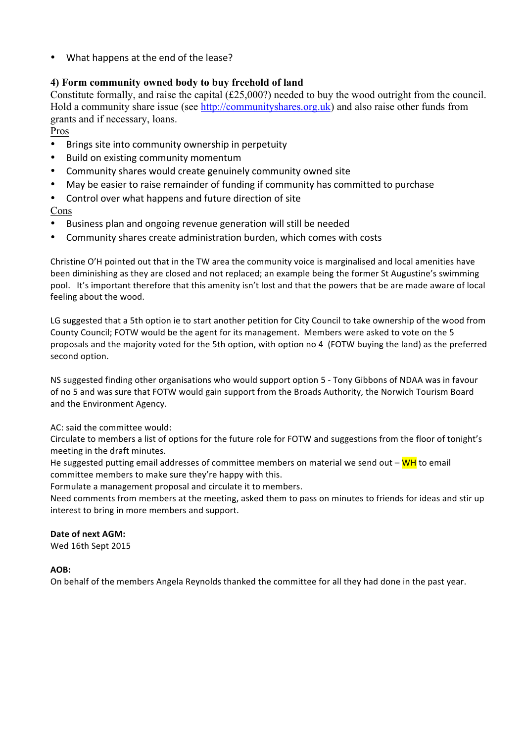- What happens at the end of the lease?

### 4) Form community owned body to buy freehold of land

Constitute formally, and raise the capital (£25,000?) needed to buy the wood outright from the council. Hold a community share issue (see http://communityshares.org.uk) and also raise other funds from grants and if necessary, loans.

Pros

- Brings site into community ownership in perpetuity
- Build on existing community momentum
- Community shares would create genuinely community owned site
- May be easier to raise remainder of funding if community has committed to purchase
- Control over what happens and future direction of site

Cons

- Business plan and ongoing revenue generation will still be needed
- Community shares create administration burden, which comes with costs

Christine O'H pointed out that in the TW area the community voice is marginalised and local amenities have been diminishing as they are closed and not replaced; an example being the former St Augustine's swimming pool. It's important therefore that this amenity isn't lost and that the powers that be are made aware of local feeling about the wood.

LG suggested that a 5th option ie to start another petition for City Council to take ownership of the wood from County Council; FOTW would be the agent for its management. Members were asked to vote on the 5 proposals and the majority voted for the 5th option, with option no 4 (FOTW buying the land) as the preferred second option.

NS suggested finding other organisations who would support option 5 - Tony Gibbons of NDAA was in favour of no 5 and was sure that FOTW would gain support from the Broads Authority, the Norwich Tourism Board and the Environment Agency.

AC: said the committee would:
Circulate to members a list of options for the future role for FOTW and suggestions from the floor of tonight's meeting in the draft minutes.
He suggested putting email addresses of committee members on material we send out – WH to email committee members to make sure they're happy with this.
Formulate a management proposal and circulate it to members.
Need comments from members at the meeting, asked them to pass on minutes to friends for ideas and stir up interest to bring in more members and support.

**Date of next AGM:**
Wed 16th Sept 2015

**AOB:**
On behalf of the members Angela Reynolds thanked the committee for all they had done in the past year.